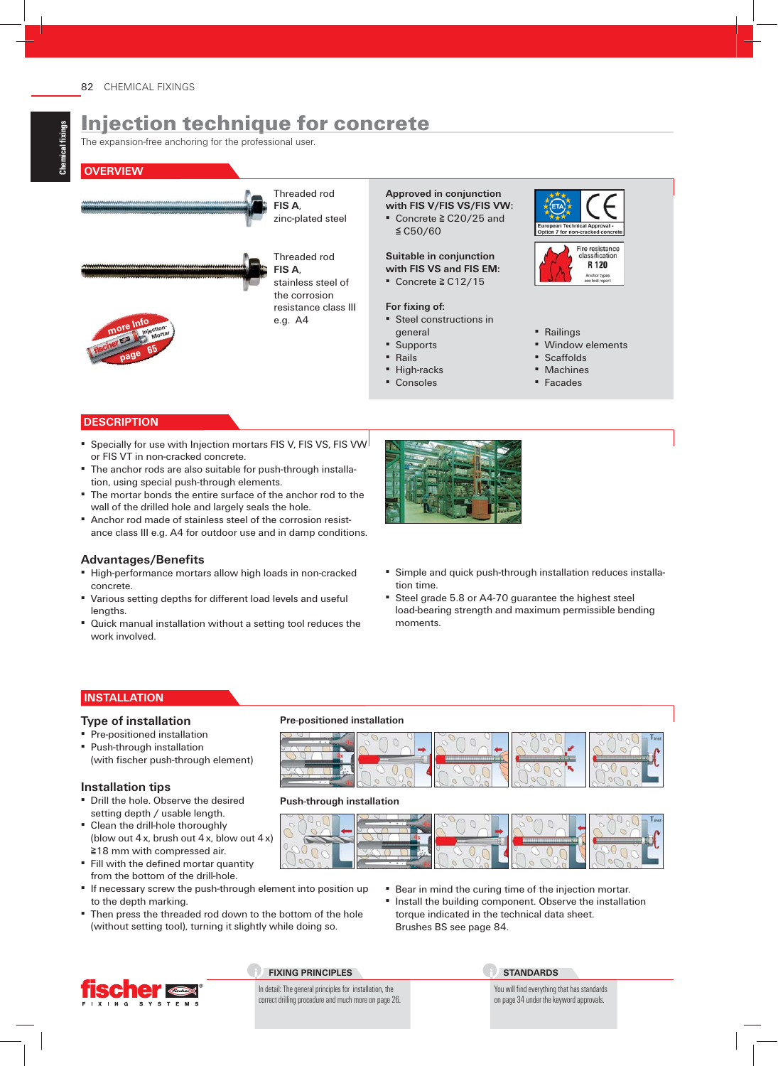# Injection technique for concrete

The expansion-free anchoring for the professional user.

## OVERVIEW

Threaded rod
**FIS A**,
zinc-plated steel

Threaded rod
**FIS A**,
stainless steel of the corrosion resistance class III e.g. A4

more Info Injection-Mortar page 65

**Approved in conjunction with FIS V/FIS VS/FIS VW:**

- Concrete ≧ C20/25 and ≦ C50/60

European Technical Approval - Option 7 for non-cracked concrete

**Suitable in conjunction with FIS VS and FIS EM:**

- Concrete ≧ C12/15

Fire resistance classification R 120
Anchor types see test report

**For fixing of:**

- Steel constructions in general
- Supports
- Rails
- High-racks
- Consoles
- Railings
- Window elements
- Scaffolds
- Machines
- Facades

## DESCRIPTION

- Specially for use with Injection mortars FIS V, FIS VS, FIS VW or FIS VT in non-cracked concrete.
- The anchor rods are also suitable for push-through installation, using special push-through elements.
- The mortar bonds the entire surface of the anchor rod to the wall of the drilled hole and largely seals the hole.
- Anchor rod made of stainless steel of the corrosion resistance class III e.g. A4 for outdoor use and in damp conditions.

### Advantages/Benefits

- High-performance mortars allow high loads in non-cracked concrete.
- Various setting depths for different load levels and useful lengths.
- Quick manual installation without a setting tool reduces the work involved.
- Simple and quick push-through installation reduces installation time.
- Steel grade 5.8 or A4-70 guarantee the highest steel load-bearing strength and maximum permissible bending moments.

## INSTALLATION

### Type of installation

- Pre-positioned installation
- Push-through installation (with fischer push-through element)

**Pre-positioned installation**

**Push-through installation**

### Installation tips

- Drill the hole. Observe the desired setting depth / usable length.
- Clean the drill-hole thoroughly (blow out 4 x, brush out 4 x, blow out 4 x) ≧18 mm with compressed air.
- Fill with the defined mortar quantity from the bottom of the drill-hole.
- If necessary screw the push-through element into position up to the depth marking.
- Then press the threaded rod down to the bottom of the hole (without setting tool), turning it slightly while doing so.
- Bear in mind the curing time of the injection mortar.
- Install the building component. Observe the installation torque indicated in the technical data sheet. Brushes BS see page 84.

**FIXING PRINCIPLES**

In detail: The general principles for installation, the correct drilling procedure and much more on page 26.

**STANDARDS**

You will find everything that has standards on page 34 under the keyword approvals.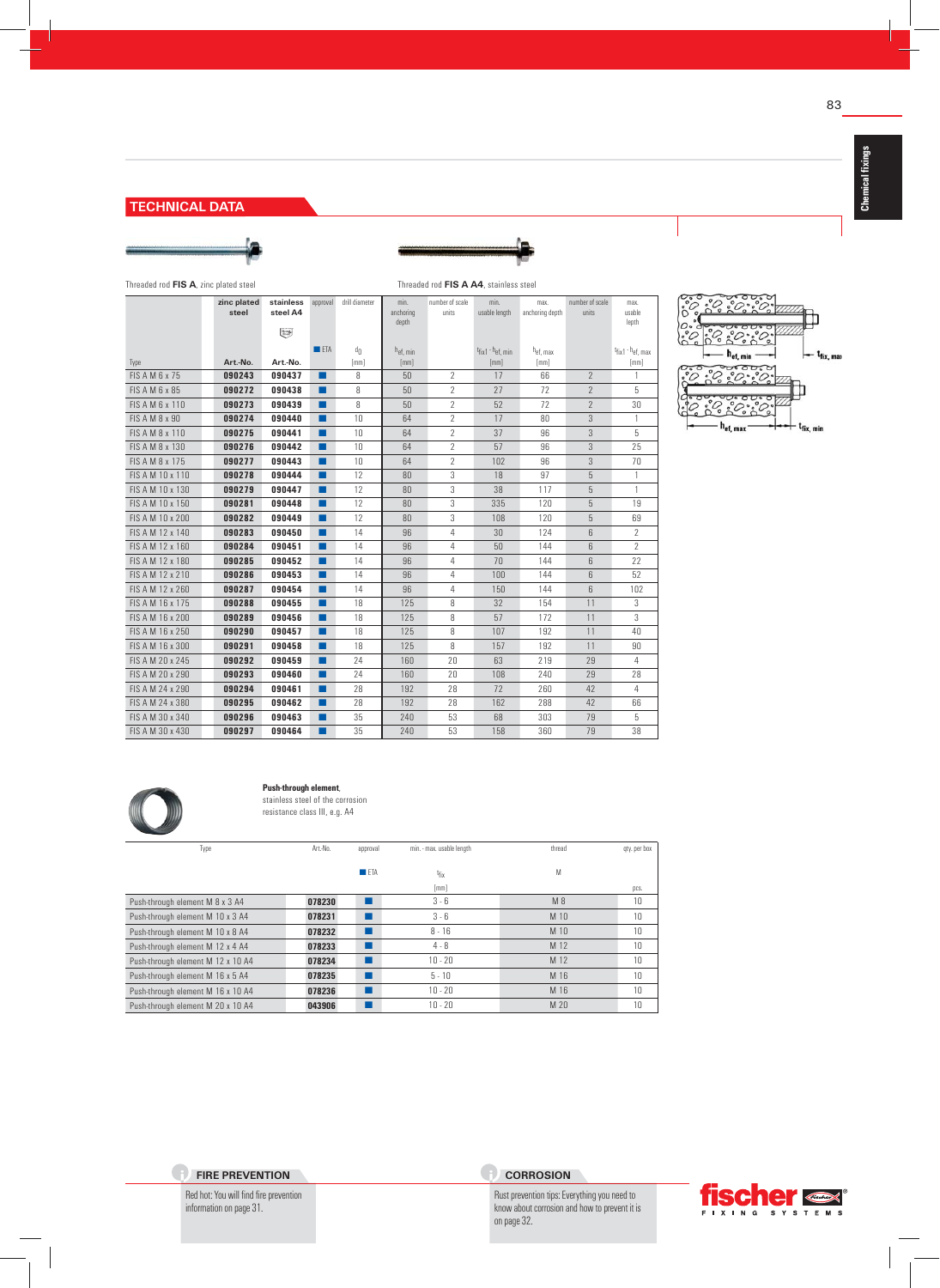## TECHNICAL DATA

Threaded rod **FIS A**, zinc plated steel

Threaded rod **FIS A A4**, stainless steel

| Type | zinc plated steel Art.-No. | stainless steel A4 Art.-No. | approval ETA | drill diameter $d_0$ [mm] | min. anchoring depth $h_{ef, min}$ [mm] | number of scale units | min. usable length $t_{fix1} - h_{ef, min}$ [mm] | max. anchoring depth $h_{ef, max}$ [mm] | number of scale units | max. usable lepth $t_{fix1} - h_{ef, max}$ [mm] |
|---|---|---|---|---|---|---|---|---|---|---|
| FIS A M 6 x 75 | 090243 | 090437 | ■ | 8 | 50 | 2 | 17 | 66 | 2 | 1 |
| FIS A M 6 x 85 | 090272 | 090438 | ■ | 8 | 50 | 2 | 27 | 72 | 2 | 5 |
| FIS A M 6 x 110 | 090273 | 090439 | ■ | 8 | 50 | 2 | 52 | 72 | 2 | 30 |
| FIS A M 8 x 90 | 090274 | 090440 | ■ | 10 | 64 | 2 | 17 | 80 | 3 | 1 |
| FIS A M 8 x 110 | 090275 | 090441 | ■ | 10 | 64 | 2 | 37 | 96 | 3 | 5 |
| FIS A M 8 x 130 | 090276 | 090442 | ■ | 10 | 64 | 2 | 57 | 96 | 3 | 25 |
| FIS A M 8 x 175 | 090277 | 090443 | ■ | 10 | 64 | 2 | 102 | 96 | 3 | 70 |
| FIS A M 10 x 110 | 090278 | 090444 | ■ | 12 | 80 | 3 | 18 | 97 | 5 | 1 |
| FIS A M 10 x 130 | 090279 | 090447 | ■ | 12 | 80 | 3 | 38 | 117 | 5 | 1 |
| FIS A M 10 x 150 | 090281 | 090448 | ■ | 12 | 80 | 3 | 335 | 120 | 5 | 19 |
| FIS A M 10 x 200 | 090282 | 090449 | ■ | 12 | 80 | 3 | 108 | 120 | 5 | 69 |
| FIS A M 12 x 140 | 090283 | 090450 | ■ | 14 | 96 | 4 | 30 | 124 | 6 | 2 |
| FIS A M 12 x 160 | 090284 | 090451 | ■ | 14 | 96 | 4 | 50 | 144 | 6 | 2 |
| FIS A M 12 x 180 | 090285 | 090452 | ■ | 14 | 96 | 4 | 70 | 144 | 6 | 22 |
| FIS A M 12 x 210 | 090286 | 090453 | ■ | 14 | 96 | 4 | 100 | 144 | 6 | 52 |
| FIS A M 12 x 260 | 090287 | 090454 | ■ | 14 | 96 | 4 | 150 | 144 | 6 | 102 |
| FIS A M 16 x 175 | 090288 | 090455 | ■ | 18 | 125 | 8 | 32 | 154 | 11 | 3 |
| FIS A M 16 x 200 | 090289 | 090456 | ■ | 18 | 125 | 8 | 57 | 172 | 11 | 3 |
| FIS A M 16 x 250 | 090290 | 090457 | ■ | 18 | 125 | 8 | 107 | 192 | 11 | 40 |
| FIS A M 16 x 300 | 090291 | 090458 | ■ | 18 | 125 | 8 | 157 | 192 | 11 | 90 |
| FIS A M 20 x 245 | 090292 | 090459 | ■ | 24 | 160 | 20 | 63 | 219 | 29 | 4 |
| FIS A M 20 x 290 | 090293 | 090460 | ■ | 24 | 160 | 20 | 108 | 240 | 29 | 28 |
| FIS A M 24 x 290 | 090294 | 090461 | ■ | 28 | 192 | 28 | 72 | 260 | 42 | 4 |
| FIS A M 24 x 380 | 090295 | 090462 | ■ | 28 | 192 | 28 | 162 | 288 | 42 | 66 |
| FIS A M 30 x 340 | 090296 | 090463 | ■ | 35 | 240 | 53 | 68 | 303 | 79 | 5 |
| FIS A M 30 x 430 | 090297 | 090464 | ■ | 35 | 240 | 53 | 158 | 360 | 79 | 38 |

$h_{ef, min}$ — $t_{fix, max}$

$h_{ef, max}$ — $t_{fix, min}$

**Push-through element**, stainless steel of the corrosion resistance class III, e.g. A4

| Type | Art.-No. | approval ETA | min. - max. usable length $t_{fix}$ [mm] | thread M | qty. per box pcs. |
|---|---|---|---|---|---|
| Push-through element M 8 x 3 A4 | 078230 | ■ | 3 - 6 | M 8 | 10 |
| Push-through element M 10 x 3 A4 | 078231 | ■ | 3 - 6 | M 10 | 10 |
| Push-through element M 10 x 8 A4 | 078232 | ■ | 8 - 16 | M 10 | 10 |
| Push-through element M 12 x 4 A4 | 078233 | ■ | 4 - 8 | M 12 | 10 |
| Push-through element M 12 x 10 A4 | 078234 | ■ | 10 - 20 | M 12 | 10 |
| Push-through element M 16 x 5 A4 | 078235 | ■ | 5 - 10 | M 16 | 10 |
| Push-through element M 16 x 10 A4 | 078236 | ■ | 10 - 20 | M 16 | 10 |
| Push-through element M 20 x 10 A4 | 043906 | ■ | 10 - 20 | M 20 | 10 |

### FIRE PREVENTION

Red hot: You will find fire prevention information on page 31.

### CORROSION

Rust prevention tips: Everything you need to know about corrosion and how to prevent it is on page 32.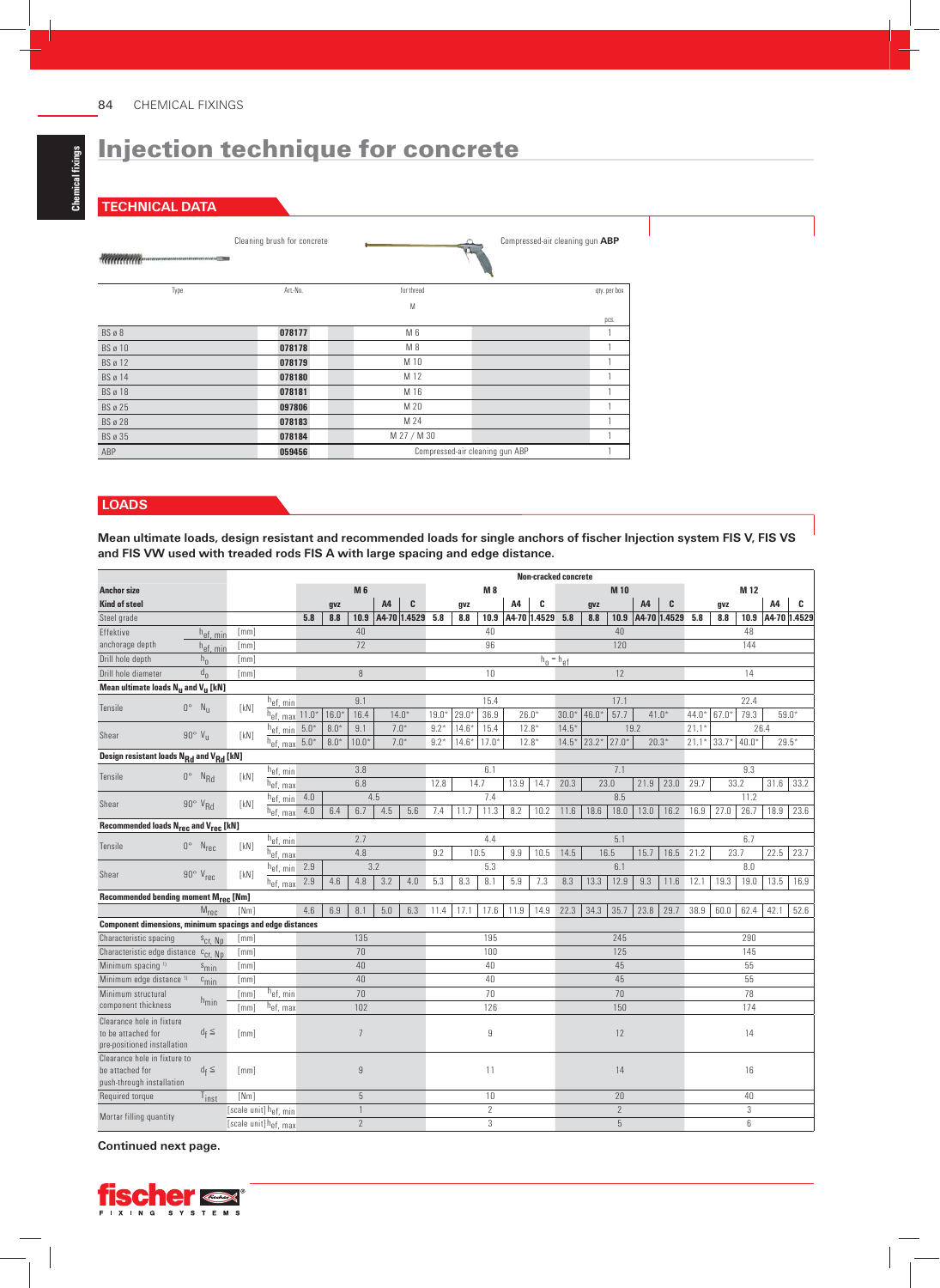# Injection technique for concrete

## TECHNICAL DATA

Cleaning brush for concrete

Compressed-air cleaning gun **ABP**

| Type | Art.-No. | for thread M | qty. per box pcs. |
|---|---|---|---|
| BS ø 8 | **078177** | M 6 | 1 |
| BS ø 10 | **078178** | M 8 | 1 |
| BS ø 12 | **078179** | M 10 | 1 |
| BS ø 14 | **078180** | M 12 | 1 |
| BS ø 18 | **078181** | M 16 | 1 |
| BS ø 25 | **097806** | M 20 | 1 |
| BS ø 28 | **078183** | M 24 | 1 |
| BS ø 35 | **078184** | M 27 / M 30 | 1 |
| ABP | **059456** | Compressed-air cleaning gun ABP | 1 |

## LOADS

**Mean ultimate loads, design resistant and recommended loads for single anchors of fischer Injection system FIS V, FIS VS and FIS VW used with treaded rods FIS A with large spacing and edge distance.**

| | | | | Non-cracked concrete | | | | | | | | | | | | | | | | | | | |
|---|---|---|---|---|---|---|---|---|---|---|---|---|---|---|---|---|---|---|---|---|---|---|---|
| **Anchor size** | | | | **M 6** | | | | | **M 8** | | | | | **M 10** | | | | | **M 12** | | | | |
| **Kind of steel** | | | | **gvz** | | | **A4** | **C** | **gvz** | | | **A4** | **C** | **gvz** | | | **A4** | **C** | **gvz** | | | **A4** | **C** |
| Steel grade | | | | **5.8** | **8.8** | **10.9** | **A4-70** | **1.4529** | **5.8** | **8.8** | **10.9** | **A4-70** | **1.4529** | **5.8** | **8.8** | **10.9** | **A4-70** | **1.4529** | **5.8** | **8.8** | **10.9** | **A4-70** | **1.4529** |
| Effektive anchorage depth | $h_{ef,min}$ | [mm] | | 40 | | | | | 40 | | | | | 40 | | | | | 48 | | | | |
| | $h_{ef,max}$ | [mm] | | 72 | | | | | 96 | | | | | 120 | | | | | 144 | | | | |
| Drill hole depth | $h_0$ | [mm] | | $h_0 = h_{ef}$ | | | | | | | | | | | | | | | | | | | |
| Drill hole diameter | $d_0$ | [mm] | | 8 | | | | | 10 | | | | | 12 | | | | | 14 | | | | |
| **Mean ultimate loads $N_u$ and $V_u$ [kN]** | | | | | | | | | | | | | | | | | | | | | | | |
| Tensile | 0° $N_u$ | [kN] | $h_{ef,min}$ | 9.1 | | | | | 15.4 | | | | | 17.1 | | | | | 22.4 | | | | |
| | | | $h_{ef,max}$ | 11.0* | 16.0* | 16.4 | 14.0* | | 19.0* | 29.0* | 36.9 | 26.0* | | 30.0* | 46.0* | 57.7 | 41.0* | | 44.0* | 67.0* | 79.3 | 59.0* | |
| Shear | 90° $V_u$ | [kN] | $h_{ef,min}$ | 5.0* | 8.0* | 9.1 | 7.0* | | 9.2* | 14.6* | 15.4 | 12.8* | | 14.5* | 19.2 | | | | 21.1* | 26.4 | | | |
| | | | $h_{ef,max}$ | 5.0* | 8.0* | 10.0* | 7.0* | | 9.2* | 14.6* | 17.0* | 12.8* | | 14.5* | 23.2* | 27.0* | 20.3* | | 21.1* | 33.7* | 40.0* | 29.5* | |
| **Design resistant loads $N_{Rd}$ and $V_{Rd}$ [kN]** | | | | | | | | | | | | | | | | | | | | | | | |
| Tensile | 0° $N_{Rd}$ | [kN] | $h_{ef,min}$ | 3.8 | | | | | 6.1 | | | | | 7.1 | | | | | 9.3 | | | | |
| | | | $h_{ef,max}$ | 6.8 | | | | | 12.8 | 14.7 | | 13.9 | 14.7 | 20.3 | 23.0 | | 21.9 | 23.0 | 29.7 | 33.2 | | 31.6 | 33.2 |
| Shear | 90° $V_{Rd}$ | [kN] | $h_{ef,min}$ | 4.0 | 4.5 | | | | 7.4 | | | | | 8.5 | | | | | 11.2 | | | | |
| | | | $h_{ef,max}$ | 4.0 | 6.4 | 6.7 | 4.5 | 5.6 | 7.4 | 11.7 | 11.3 | 8.2 | 10.2 | 11.6 | 18.6 | 18.0 | 13.0 | 16.2 | 16.9 | 27.0 | 26.7 | 18.9 | 23.6 |
| **Recommended loads $N_{rec}$ and $V_{rec}$ [kN]** | | | | | | | | | | | | | | | | | | | | | | | |
| Tensile | 0° $N_{rec}$ | [kN] | $h_{ef,min}$ | 2.7 | | | | | 4.4 | | | | | 5.1 | | | | | 6.7 | | | | |
| | | | $h_{ef,max}$ | 4.8 | | | | | 9.2 | 10.5 | | 9.9 | 10.5 | 14.5 | 16.5 | | 15.7 | 16.5 | 21.2 | 23.7 | | 22.5 | 23.7 |
| Shear | 90° $V_{rec}$ | [kN] | $h_{ef,min}$ | 2.9 | 3.2 | | | | 5.3 | | | | | 6.1 | | | | | 8.0 | | | | |
| | | | $h_{ef,max}$ | 2.9 | 4.6 | 4.8 | 3.2 | 4.0 | 5.3 | 8.3 | 8.1 | 5.9 | 7.3 | 8.3 | 13.3 | 12.9 | 9.3 | 11.6 | 12.1 | 19.3 | 19.0 | 13.5 | 16.9 |
| **Recommended bending moment $M_{rec}$ [Nm]** | | | | | | | | | | | | | | | | | | | | | | | |
| | $M_{rec}$ | [Nm] | | 4.6 | 6.9 | 8.1 | 5.0 | 6.3 | 11.4 | 17.1 | 17.6 | 11.9 | 14.9 | 22.3 | 34.3 | 35.7 | 23.8 | 29.7 | 38.9 | 60.0 | 62.4 | 42.1 | 52.6 |
| **Component dimensions, minimum spacings and edge distances** | | | | | | | | | | | | | | | | | | | | | | | |
| Characteristic spacing | $s_{cr,Np}$ | [mm] | | 135 | | | | | 195 | | | | | 245 | | | | | 290 | | | | |
| Characteristic edge distance | $c_{cr,Np}$ | [mm] | | 70 | | | | | 100 | | | | | 125 | | | | | 145 | | | | |
| Minimum spacing [1] | $s_{min}$ | [mm] | | 40 | | | | | 40 | | | | | 45 | | | | | 55 | | | | |
| Minimum edge distance [1] | $c_{min}$ | [mm] | | 40 | | | | | 40 | | | | | 45 | | | | | 55 | | | | |
| Minimum structural component thickness | $h_{min}$ | [mm] | $h_{ef,min}$ | 70 | | | | | 70 | | | | | 70 | | | | | 78 | | | | |
| | | [mm] | $h_{ef,max}$ | 102 | | | | | 126 | | | | | 150 | | | | | 174 | | | | |
| Clearance hole in fixture to be attached for pre-positioned installation | $d_f \leq$ | [mm] | | 7 | | | | | 9 | | | | | 12 | | | | | 14 | | | | |
| Clearance hole in fixture to be attached for push-through installation | $d_f \leq$ | [mm] | | 9 | | | | | 11 | | | | | 14 | | | | | 16 | | | | |
| Required torque | $T_{inst}$ | [Nm] | | 5 | | | | | 10 | | | | | 20 | | | | | 40 | | | | |
| Mortar filling quantity | | [scale unit] | $h_{ef,min}$ | 1 | | | | | 2 | | | | | 2 | | | | | 3 | | | | |
| | | [scale unit] | $h_{ef,max}$ | 2 | | | | | 3 | | | | | 5 | | | | | 6 | | | | |

**Continued next page.**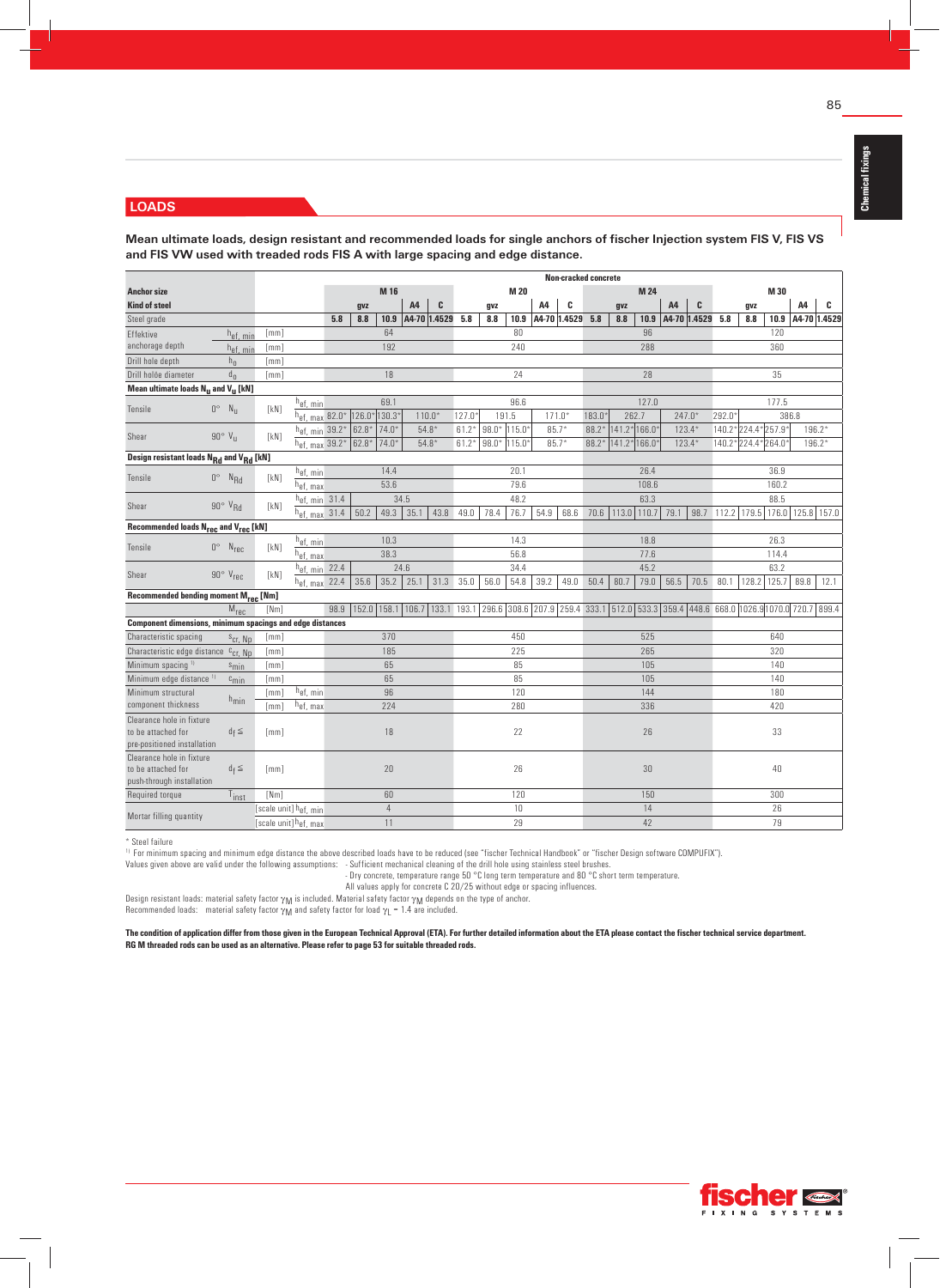## LOADS

**Mean ultimate loads, design resistant and recommended loads for single anchors of fischer Injection system FIS V, FIS VS and FIS VW used with treaded rods FIS A with large spacing and edge distance.**

| | | | | Non-cracked concrete | | | | | | | | | | | | | | | | | | | |
|---|---|---|---|---|---|---|---|---|---|---|---|---|---|---|---|---|---|---|---|---|---|---|---|
| **Anchor size** | | | | **M 16** | | | | | **M 20** | | | | | **M 24** | | | | | **M 30** | | | | |
| **Kind of steel** | | | | gvz | | | A4 | C | gvz | | | A4 | C | gvz | | | A4 | C | gvz | | | A4 | C |
| Steel grade | | | | 5.8 | 8.8 | 10.9 | A4-70 | 1.4529 | 5.8 | 8.8 | 10.9 | A4-70 | 1.4529 | 5.8 | 8.8 | 10.9 | A4-70 | 1.4529 | 5.8 | 8.8 | 10.9 | A4-70 | 1.4529 |
| Effektive anchorage depth | $h_{ef,min}$ | [mm] | | 64 | | | | | 80 | | | | | 96 | | | | | 120 | | | | |
| | $h_{ef,min}$ | [mm] | | 192 | | | | | 240 | | | | | 288 | | | | | 360 | | | | |
| Drill hole depth | $h_0$ | [mm] | | | | | | | | | | | | | | | | | | | | | |
| Drill holöe diameter | $d_0$ | [mm] | | 18 | | | | | 24 | | | | | 28 | | | | | 35 | | | | |
| **Mean ultimate loads $N_u$ and $V_u$ [kN]** | | | | | | | | | | | | | | | | | | | | | | | |
| Tensile | 0° $N_u$ | [kN] | $h_{ef,min}$ | 69.1 | | | | | 96.6 | | | | | 127.0 | | | | | 177.5 | | | | |
| | | | $h_{ef,max}$ | 82.0* | 126.0* | 130.3* | 110.0* | | 127.0* | 191.5 | | 171.0* | | 183.0* | 262.7 | | 247.0* | | 292.0* | 386.8 | | | |
| Shear | 90° $V_u$ | [kN] | $h_{ef,min}$ | 39.2* | 62.8* | 74.0* | 54.8* | | 61.2* | 98.0* | 115.0* | 85.7* | | 88.2* | 141.2* | 166.0* | 123.4* | | 140.2* | 224.4* | 257.9* | 196.2* | |
| | | | $h_{ef,max}$ | 39.2* | 62.8* | 74.0* | 54.8* | | 61.2* | 98.0* | 115.0* | 85.7* | | 88.2* | 141.2* | 166.0* | 123.4* | | 140.2* | 224.4* | 264.0* | 196.2* | |
| **Design resistant loads $N_{Rd}$ and $V_{Rd}$ [kN]** | | | | | | | | | | | | | | | | | | | | | | | |
| Tensile | 0° $N_{Rd}$ | [kN] | $h_{ef,min}$ | 14.4 | | | | | 20.1 | | | | | 26.4 | | | | | 36.9 | | | | |
| | | | $h_{ef,max}$ | 53.6 | | | | | 79.6 | | | | | 108.6 | | | | | 160.2 | | | | |
| Shear | 90° $V_{Rd}$ | [kN] | $h_{ef,min}$ | 31.4 | 34.5 | | | | 48.2 | | | | | 63.3 | | | | | 88.5 | | | | |
| | | | $h_{ef,max}$ | 31.4 | 50.2 | 49.3 | 35.1 | 43.8 | 49.0 | 78.4 | 76.7 | 54.9 | 68.6 | 70.6 | 113.0 | 110.7 | 79.1 | 98.7 | 112.2 | 179.5 | 176.0 | 125.8 | 157.0 |
| **Recommended loads $N_{rec}$ and $V_{rec}$ [kN]** | | | | | | | | | | | | | | | | | | | | | | | |
| Tensile | 0° $N_{rec}$ | [kN] | $h_{ef,min}$ | 10.3 | | | | | 14.3 | | | | | 18.8 | | | | | 26.3 | | | | |
| | | | $h_{ef,max}$ | 38.3 | | | | | 56.8 | | | | | 77.6 | | | | | 114.4 | | | | |
| Shear | 90° $V_{rec}$ | [kN] | $h_{ef,min}$ | 22.4 | 24.6 | | | | 34.4 | | | | | 45.2 | | | | | 63.2 | | | | |
| | | | $h_{ef,max}$ | 22.4 | 35.6 | 35.2 | 25.1 | 31.3 | 35.0 | 56.0 | 54.8 | 39.2 | 49.0 | 50.4 | 80.7 | 79.0 | 56.5 | 70.5 | 80.1 | 128.2 | 125.7 | 89.8 | 12.1 |
| **Recommended bending moment $M_{rec}$ [Nm]** | | | | | | | | | | | | | | | | | | | | | | | |
| | $M_{rec}$ | [Nm] | | 98.9 | 152.0 | 158.1 | 106.7 | 133.1 | 193.1 | 296.6 | 308.6 | 207.9 | 259.4 | 333.1 | 512.0 | 533.3 | 359.4 | 448.6 | 668.0 | 1026.9 | 1070.0 | 720.7 | 899.4 |
| **Component dimensions, minimum spacings and edge distances** | | | | | | | | | | | | | | | | | | | | | | | |
| Characteristic spacing | $s_{cr,Np}$ | [mm] | | 370 | | | | | 450 | | | | | 525 | | | | | 640 | | | | |
| Characteristic edge distance | $c_{cr,Np}$ | [mm] | | 185 | | | | | 225 | | | | | 265 | | | | | 320 | | | | |
| Minimum spacing [1] | $s_{min}$ | [mm] | | 65 | | | | | 85 | | | | | 105 | | | | | 140 | | | | |
| Minimum edge distance [1] | $c_{min}$ | [mm] | | 65 | | | | | 85 | | | | | 105 | | | | | 140 | | | | |
| Minimum structural component thickness | $h_{min}$ | [mm] | $h_{ef,min}$ | 96 | | | | | 120 | | | | | 144 | | | | | 180 | | | | |
| | | [mm] | $h_{ef,max}$ | 224 | | | | | 280 | | | | | 336 | | | | | 420 | | | | |
| Clearance hole in fixture to be attached for pre-positioned installation | $d_f \leq$ | [mm] | | 18 | | | | | 22 | | | | | 26 | | | | | 33 | | | | |
| Clearance hole in fixture to be attached for push-through installation | $d_f \leq$ | [mm] | | 20 | | | | | 26 | | | | | 30 | | | | | 40 | | | | |
| Required torque | $T_{inst}$ | [Nm] | | 60 | | | | | 120 | | | | | 150 | | | | | 300 | | | | |
| Mortar filling quantity | | [scale unit] | $h_{ef,min}$ | 4 | | | | | 10 | | | | | 14 | | | | | 26 | | | | |
| | | [scale unit] | $h_{ef,max}$ | 11 | | | | | 29 | | | | | 42 | | | | | 79 | | | | |

\* Steel failure

[1] For minimum spacing and minimum edge distance the above described loads have to be reduced (see "fischer Technical Handbook" or "fischer Design software COMPUFIX").

Values given above are valid under the following assumptions:
- Sufficient mechanical cleaning of the drill hole using stainless steel brushes.
- Dry concrete, temperature range 50 °C long term temperature and 80 °C short term temperature.

All values apply for concrete C 20/25 without edge or spacing influences.

Design resistant loads: material safety factor $\gamma_M$ is included. Material safety factor $\gamma_M$ depends on the type of anchor.

Recommended loads: material safety factor $\gamma_M$ and safety factor for load $\gamma_L = 1.4$ are included.

**The condition of application differ from those given in the European Technical Approval (ETA). For further detailed information about the ETA please contact the fischer technical service department.**
**RG M threaded rods can be used as an alternative. Please refer to page 53 for suitable threaded rods.**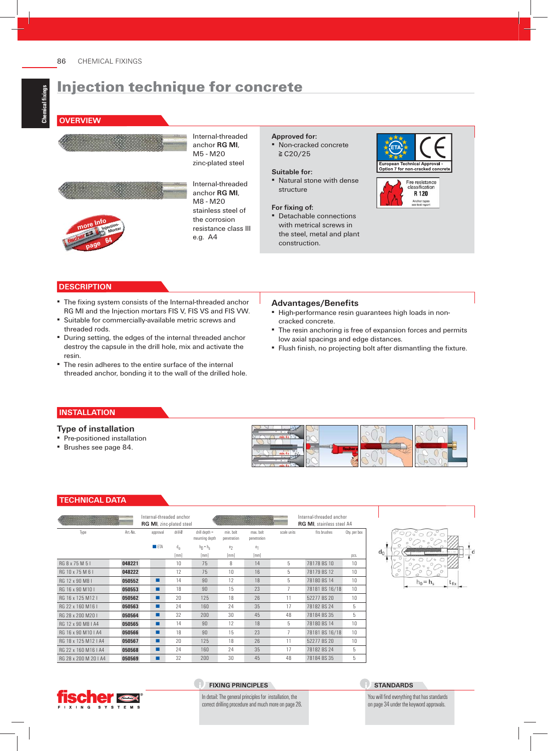# Injection technique for concrete

## OVERVIEW

Internal-threaded anchor **RG MI**, M5 - M20 zinc-plated steel

Internal-threaded anchor **RG MI**, M8 - M20 stainless steel of the corrosion resistance class III e.g. A4

more Info Injection-Mortar page 64

**Approved for:**

- Non-cracked concrete ≧ C20/25

**Suitable for:**

- Natural stone with dense structure

**For fixing of:**

- Detachable connections with metrical screws in the steel, metal and plant construction.

European Technical Approval - Option 7 for non-cracked concrete

Fire resistance classification R 120
Anchor types see test report

## DESCRIPTION

- The fixing system consists of the Internal-threaded anchor RG MI and the Injection mortars FIS V, FIS VS and FIS VW.
- Suitable for commercially-available metric screws and threaded rods.
- During setting, the edges of the internal threaded anchor destroy the capsule in the drill hole, mix and activate the resin.
- The resin adheres to the entire surface of the internal threaded anchor, bonding it to the wall of the drilled hole.

### Advantages/Benefits

- High-performance resin guarantees high loads in non-cracked concrete.
- The resin anchoring is free of expansion forces and permits low axial spacings and edge distances.
- Flush finish, no projecting bolt after dismantling the fixture.

## INSTALLATION

### Type of installation

- Pre-positioned installation
- Brushes see page 84.

## TECHNICAL DATA

Internal-threaded anchor **RG MI**, zinc-plated steel — Internal-threaded anchor **RG MI**, stainless steel A4

| Type | Art.-No. | approval ■ ETA | drill-Ø $d_0$ [mm] | drill depth = mounting depth $h_0 = h_s$ [mm] | min. bolt penetration $e_2$ [mm] | max. bolt penetration $e_1$ [mm] | scale units | fits brushes | Qty. per box pcs. |
|---|---|---|---|---|---|---|---|---|---|
| RG 8 x 75 M 5 I | **048221** | | 10 | 75 | 8 | 14 | 5 | 78178 BS 10 | 10 |
| RG 10 x 75 M 6 I | **048222** | | 12 | 75 | 10 | 16 | 5 | 78179 BS 12 | 10 |
| RG 12 x 90 M8 I | **050552** | ■ | 14 | 90 | 12 | 18 | 5 | 78180 BS 14 | 10 |
| RG 16 x 90 M10 I | **050553** | ■ | 18 | 90 | 15 | 23 | 7 | 78181 BS 16/18 | 10 |
| RG 16 x 125 M12 I | **050562** | ■ | 20 | 125 | 18 | 26 | 11 | 52277 BS 20 | 10 |
| RG 22 x 160 M16 I | **050563** | ■ | 24 | 160 | 24 | 35 | 17 | 78182 BS 24 | 5 |
| RG 28 x 200 M20 I | **050564** | ■ | 32 | 200 | 30 | 45 | 48 | 78184 BS 35 | 5 |
| RG 12 x 90 M8 I A4 | **050565** | ■ | 14 | 90 | 12 | 18 | 5 | 78180 BS 14 | 10 |
| RG 16 x 90 M10 I A4 | **050566** | ■ | 18 | 90 | 15 | 23 | 7 | 78181 BS 16/18 | 10 |
| RG 18 x 125 M12 I A4 | **050567** | ■ | 20 | 125 | 18 | 26 | 11 | 52277 BS 20 | 10 |
| RG 22 x 160 M16 I A4 | **050568** | ■ | 24 | 160 | 24 | 35 | 17 | 78182 BS 24 | 5 |
| RG 28 x 200 M 20 I A4 | **050569** | ■ | 32 | 200 | 30 | 45 | 48 | 78184 BS 35 | 5 |

$d_0$, $d$, $h_0 = h_s$, $t_{fix}$

**FIXING PRINCIPLES**

In detail: The general principles for installation, the correct drilling procedure and much more on page 26.

**STANDARDS**

You will find everything that has standards on page 34 under the keyword approvals.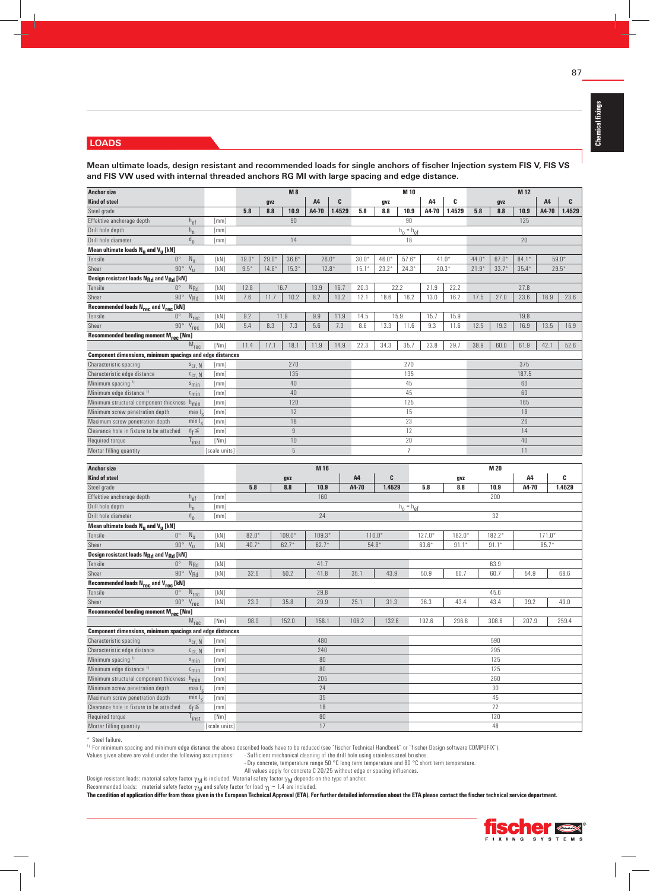## LOADS

**Mean ultimate loads, design resistant and recommended loads for single anchors of fischer Injection system FIS V, FIS VS and FIS VW used with internal threaded anchors RG MI with large spacing and edge distance.**

| Anchor size | | | | M 8 | | | | | M 10 | | | | | M 12 | | | | |
|---|---|---|---|---|---|---|---|---|---|---|---|---|---|---|---|---|---|---|
| Kind of steel | | | gvz | | | A4 | C | gvz | | | A4 | C | gvz | | | A4 | C |
| Steel grade | | | 5.8 | 8.8 | 10.9 | A4-70 | 1.4529 | 5.8 | 8.8 | 10.9 | A4-70 | 1.4529 | 5.8 | 8.8 | 10.9 | A4-70 | 1.4529 |
| Effektive anchorage depth | $h_{ef}$ | [mm] | 90 | | | | | 90 | | | | | 125 | | | | |
| Drill hole depth | $h_0$ | [mm] | $h_0 = h_{ef}$ | | | | | | | | | | | | | | |
| Drill hole diameter | $d_0$ | [mm] | 14 | | | | | 18 | | | | | 20 | | | | |
| **Mean ultimate loads $N_u$ and $V_u$ [kN]** | | | | | | | | | | | | | | | | | |
| Tensile 0° | $N_u$ | [kN] | 19.0* | 29.0* | 36.6* | 26.0* | | 30.0* | 46.0* | 57.6* | 41.0* | | 44.0* | 67.0* | 84.1* | 59.0* | |
| Shear 90° | $V_u$ | [kN] | 9.5* | 14.6* | 15.3* | 12.8* | | 15.1* | 23.2* | 24.3* | 20.3* | | 21.9* | 33.7* | 35.4* | 29.5* | |
| **Design resistant loads $N_{Rd}$ and $V_{Rd}$ [kN]** | | | | | | | | | | | | | | | | | |
| Tensile 0° | $N_{Rd}$ | [kN] | 12.8 | 16.7 | | 13.9 | 16.7 | 20.3 | 22.2 | | 21.9 | 22.2 | 27.8 | | | | |
| Shear 90° | $V_{Rd}$ | [kN] | 7.6 | 11.7 | 10.2 | 8.2 | 10.2 | 12.1 | 18.6 | 16.2 | 13.0 | 16.2 | 17.5 | 27.0 | 23.6 | 18.9 | 23.6 |
| **Recommended loads $N_{rec}$ and $V_{rec}$ [kN]** | | | | | | | | | | | | | | | | | |
| Tensile 0° | $N_{rec}$ | [kN] | 9.2 | 11.9 | | 9.9 | 11.9 | 14.5 | 15.9 | | 15.7 | 15.9 | 19.8 | | | | |
| Shear 90° | $V_{rec}$ | [kN] | 5.4 | 8.3 | 7.3 | 5.6 | 7.3 | 8.6 | 13.3 | 11.6 | 9.3 | 11.6 | 12.5 | 19.3 | 16.9 | 13.5 | 16.9 |
| **Recommended bending moment $M_{rec}$ [Nm]** | | | | | | | | | | | | | | | | | |
| | $M_{rec}$ | [Nm] | 11.4 | 17.1 | 18.1 | 11.9 | 14.9 | 22.3 | 34.3 | 35.7 | 23.8 | 29.7 | 38.9 | 60.0 | 61.9 | 42.1 | 52.6 |
| **Component dimensions, minimum spacings and edge distances** | | | | | | | | | | | | | | | | | |
| Characteristic spacing | $s_{cr,N}$ | [mm] | 270 | | | | | 270 | | | | | 375 | | | | |
| Characteristic edge distance | $c_{cr,N}$ | [mm] | 135 | | | | | 135 | | | | | 187.5 | | | | |
| Minimum spacing [1] | $s_{min}$ | [mm] | 40 | | | | | 45 | | | | | 60 | | | | |
| Minimum edge distance [1] | $c_{min}$ | [mm] | 40 | | | | | 45 | | | | | 60 | | | | |
| Minimum structural component thickness | $h_{min}$ | [mm] | 120 | | | | | 125 | | | | | 165 | | | | |
| Minimum screw penetration depth | max $l_s$ | [mm] | 12 | | | | | 15 | | | | | 18 | | | | |
| Maximum screw penetration depth | min $l_s$ | [mm] | 18 | | | | | 23 | | | | | 26 | | | | |
| Clearance hole in fixture to be attached | $d_f \leq$ | [mm] | 9 | | | | | 12 | | | | | 14 | | | | |
| Required torque | $T_{inst}$ | [Nm] | 10 | | | | | 20 | | | | | 40 | | | | |
| Mortar filling quantity | | [scale units] | 5 | | | | | 7 | | | | | 11 | | | | |

| Anchor size | | | | M 16 | | | | | M 20 | | | |
|---|---|---|---|---|---|---|---|---|---|---|---|---|
| Kind of steel | | | gvz | | | A4 | C | gvz | | | A4 | C |
| Steel grade | | | 5.8 | 8.8 | 10.9 | A4-70 | 1.4529 | 5.8 | 8.8 | 10.9 | A4-70 | 1.4529 |
| Effektive anchorage depth | $h_{ef}$ | [mm] | 160 | | | | | 200 | | | | |
| Drill hole depth | $h_0$ | [mm] | $h_0 = h_{ef}$ | | | | | | | | | |
| Drill hole diameter | $d_0$ | [mm] | 24 | | | | | 32 | | | | |
| **Mean ultimate loads $N_u$ and $V_u$ [kN]** | | | | | | | | | | | | |
| Tensile 0° | $N_u$ | [kN] | 82.0* | 109.0* | 109.3* | 110.0* | | 127.0* | 182.0* | 182.2* | 171.0* | |
| Shear 90° | $V_u$ | [kN] | 40.7* | 62.7* | 62.7* | 54.8* | | 63.6* | 91.1* | 91.1* | 85.7* | |
| **Design resistant loads $N_{Rd}$ and $V_{Rd}$ [kN]** | | | | | | | | | | | | |
| Tensile 0° | $N_{Rd}$ | [kN] | 41.7 | | | | | 63.9 | | | | |
| Shear 90° | $V_{Rd}$ | [kN] | 32.6 | 50.2 | 41.8 | 35.1 | 43.9 | 50.9 | 60.7 | 60.7 | 54.9 | 68.6 |
| **Recommended loads $N_{rec}$ and $V_{rec}$ [kN]** | | | | | | | | | | | | |
| Tensile 0° | $N_{rec}$ | [kN] | 29.8 | | | | | 45.6 | | | | |
| Shear 90° | $V_{rec}$ | [kN] | 23.3 | 35.8 | 29.9 | 25.1 | 31.3 | 36.3 | 43.4 | 43.4 | 39.2 | 49.0 |
| **Recommended bending moment $M_{rec}$ [Nm]** | | | | | | | | | | | | |
| | $M_{rec}$ | [Nm] | 98.9 | 152.0 | 158.1 | 106.2 | 132.6 | 192.6 | 296.6 | 308.6 | 207.9 | 259.4 |
| **Component dimensions, minimum spacings and edge distances** | | | | | | | | | | | | |
| Characteristic spacing | $s_{cr,N}$ | [mm] | 480 | | | | | 590 | | | | |
| Characteristic edge distance | $c_{cr,N}$ | [mm] | 240 | | | | | 295 | | | | |
| Minimum spacing [1] | $s_{min}$ | [mm] | 80 | | | | | 125 | | | | |
| Minimum edge distance [1] | $c_{min}$ | [mm] | 80 | | | | | 125 | | | | |
| Minimum structural component thickness | $h_{min}$ | [mm] | 205 | | | | | 260 | | | | |
| Minimum screw penetration depth | max $l_s$ | [mm] | 24 | | | | | 30 | | | | |
| Maximum screw penetration depth | min $l_s$ | [mm] | 35 | | | | | 45 | | | | |
| Clearance hole in fixture to be attached | $d_f \leq$ | [mm] | 18 | | | | | 22 | | | | |
| Required torque | $T_{inst}$ | [Nm] | 80 | | | | | 120 | | | | |
| Mortar filling quantity | | [scale units] | 17 | | | | | 48 | | | | |

\* Steel failure.

[1] For minimum spacing and minimum edge distance the above described loads have to be reduced (see "fischer Technical Handbook" or "fischer Design software COMPUFIX").

Values given above are valid under the following assumptions:
- Sufficient mechanical cleaning of the drill hole using stainless steel brushes.
- Dry concrete, temperature range 50 °C long term temperature and 80 °C short term temperature.

All values apply for concrete C 20/25 without edge or spacing influences.

Design resistant loads: material safety factor $\gamma_M$ is included. Material safety factor $\gamma_M$ depends on the type of anchor.

Recommended loads: material safety factor $\gamma_M$ and safety factor for load $\gamma_L = 1.4$ are included.

**The condition of application differ from those given in the European Technical Approval (ETA). For further detailed information about the ETA please contact the fischer technical service department.**